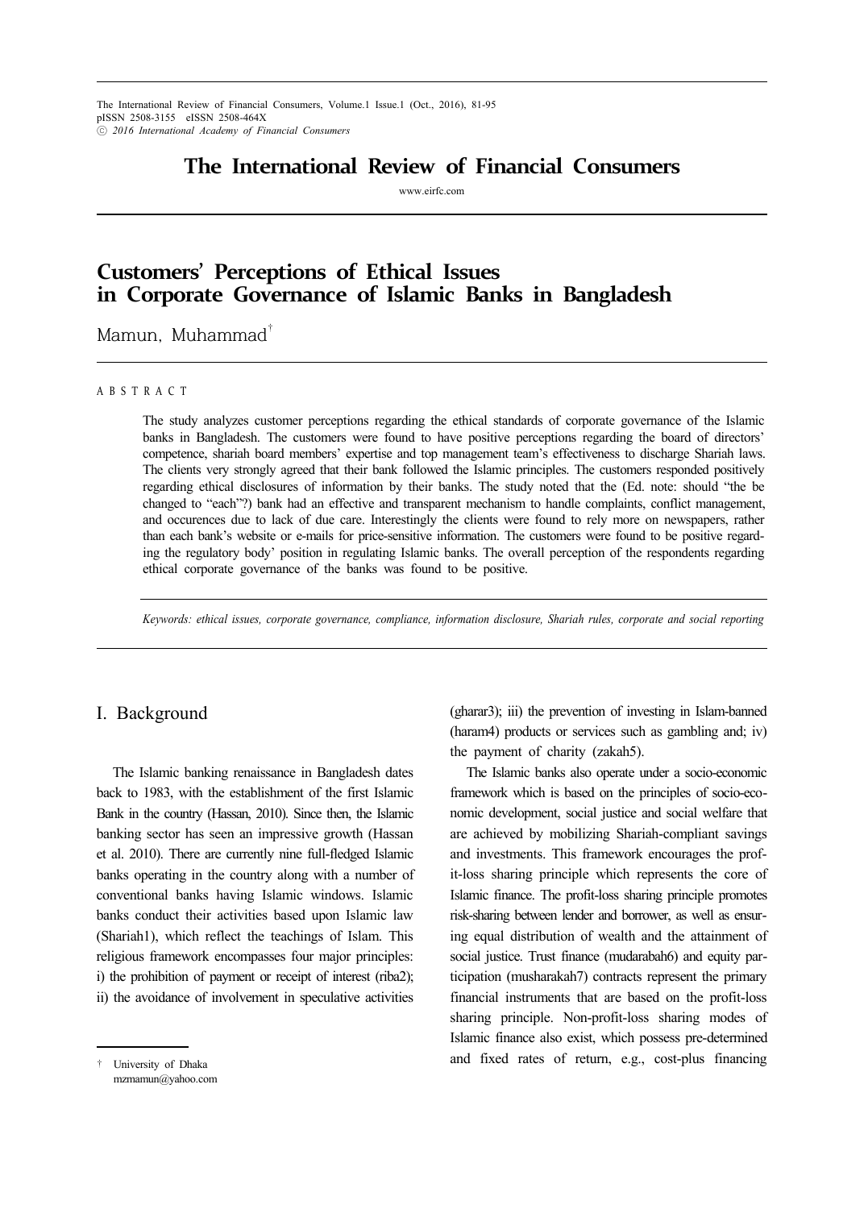# The International Review of Financial Consumers

www.eirfc.com

# Customers' Perceptions of Ethical Issues in Corporate Governance of Islamic Banks in Bangladesh

Mamun, Muhammad[†]

## ABSTRACT

The study analyzes customer perceptions regarding the ethical standards of corporate governance of the Islamic banks in Bangladesh. The customers were found to have positive perceptions regarding the board of directors' competence, shariah board members' expertise and top management team's effectiveness to discharge Shariah laws. The clients very strongly agreed that their bank followed the Islamic principles. The customers responded positively regarding ethical disclosures of information by their banks. The study noted that the (Ed. note: should "the be changed to "each"?) bank had an effective and transparent mechanism to handle complaints, conflict management, and occurences due to lack of due care. Interestingly the clients were found to rely more on newspapers, rather than each bank's website or e-mails for price-sensitive information. The customers were found to be positive regarding the regulatory body' position in regulating Islamic banks. The overall perception of the respondents regarding ethical corporate governance of the banks was found to be positive.

*Keywords: ethical issues, corporate governance, compliance, information disclosure, Shariah rules, corporate and social reporting*

## I. Background

The Islamic banking renaissance in Bangladesh dates back to 1983, with the establishment of the first Islamic Bank in the country (Hassan, 2010). Since then, the Islamic banking sector has seen an impressive growth (Hassan et al. 2010). There are currently nine full-fledged Islamic banks operating in the country along with a number of conventional banks having Islamic windows. Islamic banks conduct their activities based upon Islamic law (Shariah1), which reflect the teachings of Islam. This religious framework encompasses four major principles: i) the prohibition of payment or receipt of interest (riba2); ii) the avoidance of involvement in speculative activities (gharar3); iii) the prevention of investing in Islam-banned (haram4) products or services such as gambling and; iv) the payment of charity (zakah5).

The Islamic banks also operate under a socio-economic framework which is based on the principles of socio-economic development, social justice and social welfare that are achieved by mobilizing Shariah-compliant savings and investments. This framework encourages the profit-loss sharing principle which represents the core of Islamic finance. The profit-loss sharing principle promotes risk-sharing between lender and borrower, as well as ensuring equal distribution of wealth and the attainment of social justice. Trust finance (mudarabah6) and equity participation (musharakah7) contracts represent the primary financial instruments that are based on the profit-loss sharing principle. Non-profit-loss sharing modes of Islamic finance also exist, which possess pre-determined and fixed rates of return, e.g., cost-plus financing

---

† University of Dhaka
mzmamun@yahoo.com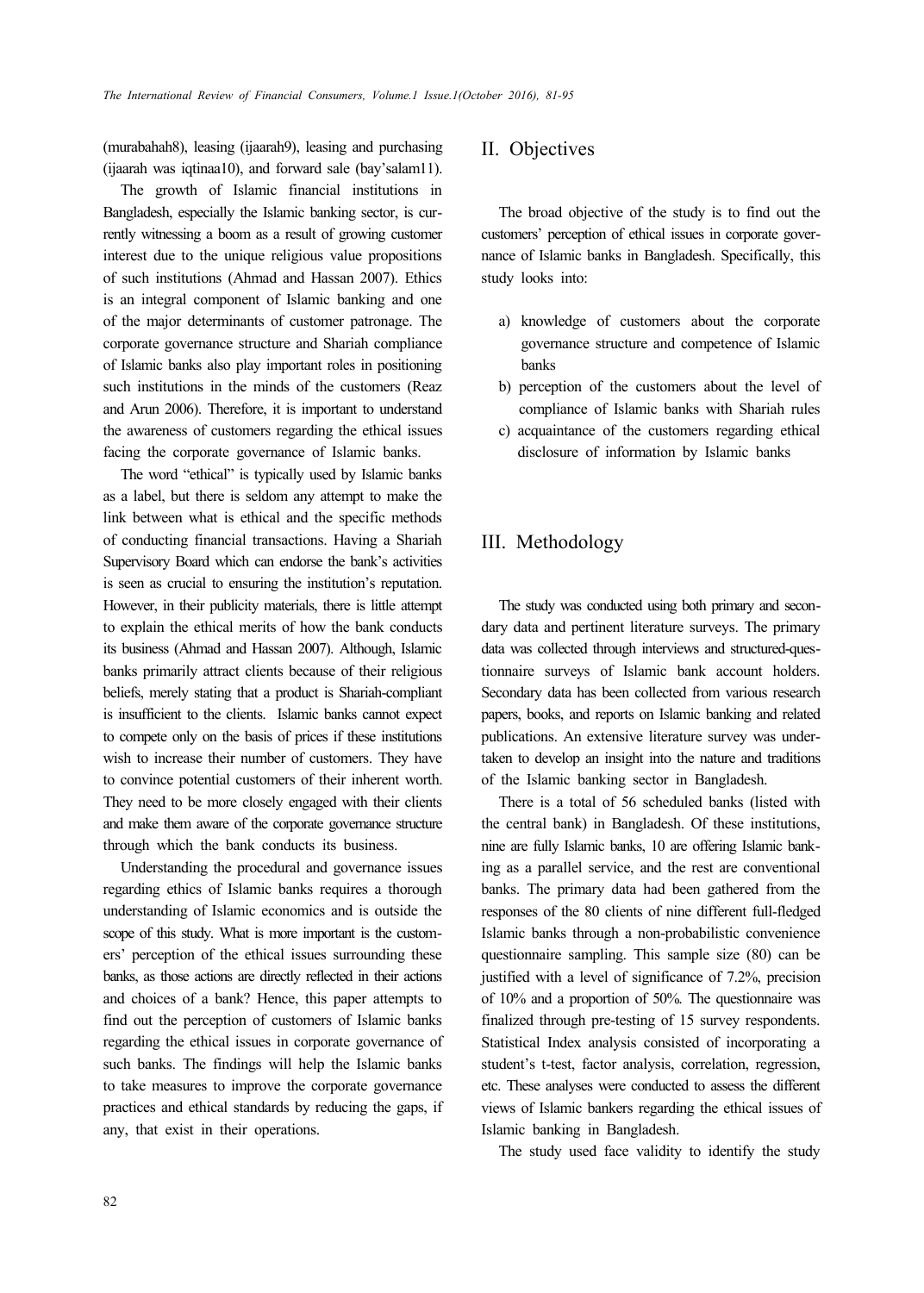(murabahah8), leasing (ijaarah9), leasing and purchasing (ijaarah was iqtinaa10), and forward sale (bay'salam11).

The growth of Islamic financial institutions in Bangladesh, especially the Islamic banking sector, is currently witnessing a boom as a result of growing customer interest due to the unique religious value propositions of such institutions (Ahmad and Hassan 2007). Ethics is an integral component of Islamic banking and one of the major determinants of customer patronage. The corporate governance structure and Shariah compliance of Islamic banks also play important roles in positioning such institutions in the minds of the customers (Reaz and Arun 2006). Therefore, it is important to understand the awareness of customers regarding the ethical issues facing the corporate governance of Islamic banks.

The word "ethical" is typically used by Islamic banks as a label, but there is seldom any attempt to make the link between what is ethical and the specific methods of conducting financial transactions. Having a Shariah Supervisory Board which can endorse the bank's activities is seen as crucial to ensuring the institution's reputation. However, in their publicity materials, there is little attempt to explain the ethical merits of how the bank conducts its business (Ahmad and Hassan 2007). Although, Islamic banks primarily attract clients because of their religious beliefs, merely stating that a product is Shariah-compliant is insufficient to the clients. Islamic banks cannot expect to compete only on the basis of prices if these institutions wish to increase their number of customers. They have to convince potential customers of their inherent worth. They need to be more closely engaged with their clients and make them aware of the corporate governance structure through which the bank conducts its business.

Understanding the procedural and governance issues regarding ethics of Islamic banks requires a thorough understanding of Islamic economics and is outside the scope of this study. What is more important is the customers' perception of the ethical issues surrounding these banks, as those actions are directly reflected in their actions and choices of a bank? Hence, this paper attempts to find out the perception of customers of Islamic banks regarding the ethical issues in corporate governance of such banks. The findings will help the Islamic banks to take measures to improve the corporate governance practices and ethical standards by reducing the gaps, if any, that exist in their operations.

## II. Objectives

The broad objective of the study is to find out the customers' perception of ethical issues in corporate governance of Islamic banks in Bangladesh. Specifically, this study looks into:

a) knowledge of customers about the corporate governance structure and competence of Islamic banks
b) perception of the customers about the level of compliance of Islamic banks with Shariah rules
c) acquaintance of the customers regarding ethical disclosure of information by Islamic banks

## III. Methodology

The study was conducted using both primary and secondary data and pertinent literature surveys. The primary data was collected through interviews and structured-questionnaire surveys of Islamic bank account holders. Secondary data has been collected from various research papers, books, and reports on Islamic banking and related publications. An extensive literature survey was undertaken to develop an insight into the nature and traditions of the Islamic banking sector in Bangladesh.

There is a total of 56 scheduled banks (listed with the central bank) in Bangladesh. Of these institutions, nine are fully Islamic banks, 10 are offering Islamic banking as a parallel service, and the rest are conventional banks. The primary data had been gathered from the responses of the 80 clients of nine different full-fledged Islamic banks through a non-probabilistic convenience questionnaire sampling. This sample size (80) can be justified with a level of significance of 7.2%, precision of 10% and a proportion of 50%. The questionnaire was finalized through pre-testing of 15 survey respondents. Statistical Index analysis consisted of incorporating a student's t-test, factor analysis, correlation, regression, etc. These analyses were conducted to assess the different views of Islamic bankers regarding the ethical issues of Islamic banking in Bangladesh.

The study used face validity to identify the study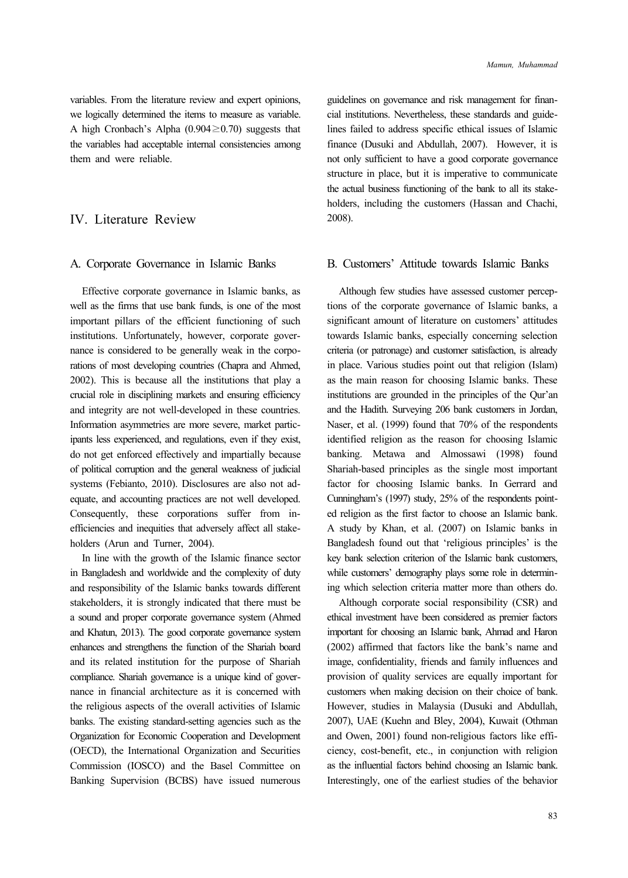variables. From the literature review and expert opinions, we logically determined the items to measure as variable. A high Cronbach's Alpha ($0.904 \geq 0.70$) suggests that the variables had acceptable internal consistencies among them and were reliable.

## IV. Literature Review

### A. Corporate Governance in Islamic Banks

Effective corporate governance in Islamic banks, as well as the firms that use bank funds, is one of the most important pillars of the efficient functioning of such institutions. Unfortunately, however, corporate governance is considered to be generally weak in the corporations of most developing countries (Chapra and Ahmed, 2002). This is because all the institutions that play a crucial role in disciplining markets and ensuring efficiency and integrity are not well-developed in these countries. Information asymmetries are more severe, market participants less experienced, and regulations, even if they exist, do not get enforced effectively and impartially because of political corruption and the general weakness of judicial systems (Febianto, 2010). Disclosures are also not adequate, and accounting practices are not well developed. Consequently, these corporations suffer from inefficiencies and inequities that adversely affect all stakeholders (Arun and Turner, 2004).

In line with the growth of the Islamic finance sector in Bangladesh and worldwide and the complexity of duty and responsibility of the Islamic banks towards different stakeholders, it is strongly indicated that there must be a sound and proper corporate governance system (Ahmed and Khatun, 2013). The good corporate governance system enhances and strengthens the function of the Shariah board and its related institution for the purpose of Shariah compliance. Shariah governance is a unique kind of governance in financial architecture as it is concerned with the religious aspects of the overall activities of Islamic banks. The existing standard-setting agencies such as the Organization for Economic Cooperation and Development (OECD), the International Organization and Securities Commission (IOSCO) and the Basel Committee on Banking Supervision (BCBS) have issued numerous guidelines on governance and risk management for financial institutions. Nevertheless, these standards and guidelines failed to address specific ethical issues of Islamic finance (Dusuki and Abdullah, 2007). However, it is not only sufficient to have a good corporate governance structure in place, but it is imperative to communicate the actual business functioning of the bank to all its stakeholders, including the customers (Hassan and Chachi, 2008).

### B. Customers' Attitude towards Islamic Banks

Although few studies have assessed customer perceptions of the corporate governance of Islamic banks, a significant amount of literature on customers' attitudes towards Islamic banks, especially concerning selection criteria (or patronage) and customer satisfaction, is already in place. Various studies point out that religion (Islam) as the main reason for choosing Islamic banks. These institutions are grounded in the principles of the Qur'an and the Hadith. Surveying 206 bank customers in Jordan, Naser, et al. (1999) found that 70% of the respondents identified religion as the reason for choosing Islamic banking. Metawa and Almossawi (1998) found Shariah-based principles as the single most important factor for choosing Islamic banks. In Gerrard and Cunningham's (1997) study, 25% of the respondents pointed religion as the first factor to choose an Islamic bank. A study by Khan, et al. (2007) on Islamic banks in Bangladesh found out that 'religious principles' is the key bank selection criterion of the Islamic bank customers, while customers' demography plays some role in determining which selection criteria matter more than others do.

Although corporate social responsibility (CSR) and ethical investment have been considered as premier factors important for choosing an Islamic bank, Ahmad and Haron (2002) affirmed that factors like the bank's name and image, confidentiality, friends and family influences and provision of quality services are equally important for customers when making decision on their choice of bank. However, studies in Malaysia (Dusuki and Abdullah, 2007), UAE (Kuehn and Bley, 2004), Kuwait (Othman and Owen, 2001) found non-religious factors like efficiency, cost-benefit, etc., in conjunction with religion as the influential factors behind choosing an Islamic bank. Interestingly, one of the earliest studies of the behavior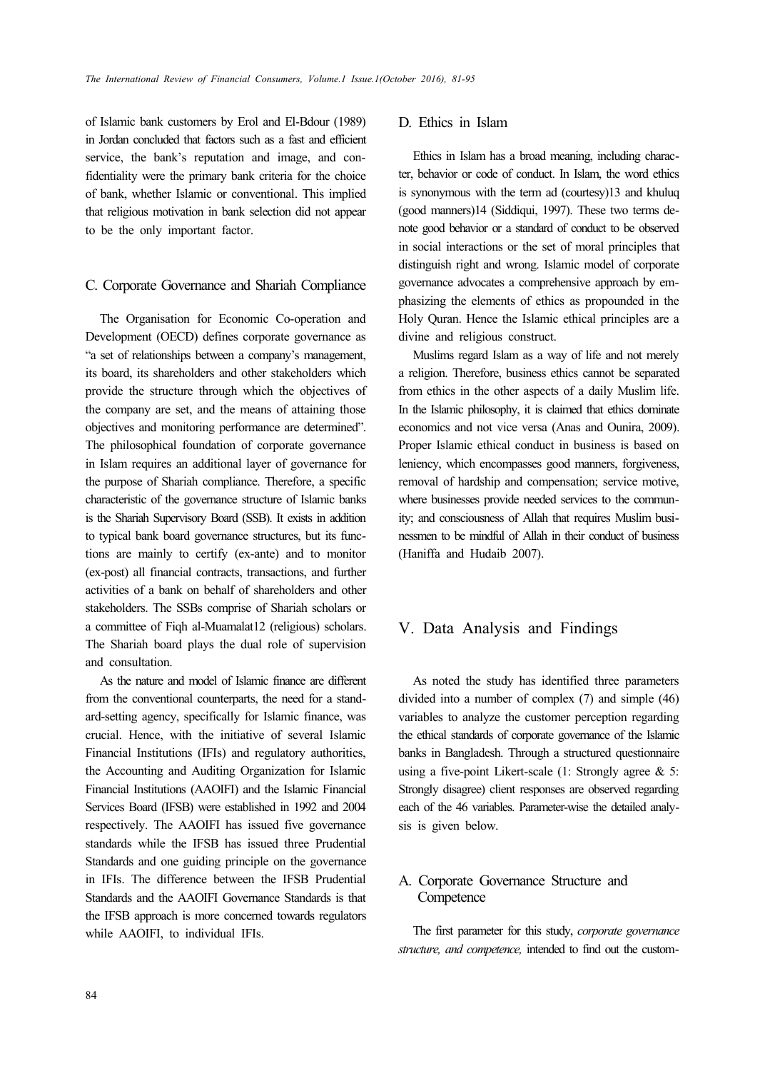of Islamic bank customers by Erol and El-Bdour (1989) in Jordan concluded that factors such as a fast and efficient service, the bank's reputation and image, and confidentiality were the primary bank criteria for the choice of bank, whether Islamic or conventional. This implied that religious motivation in bank selection did not appear to be the only important factor.

### C. Corporate Governance and Shariah Compliance

The Organisation for Economic Co-operation and Development (OECD) defines corporate governance as "a set of relationships between a company's management, its board, its shareholders and other stakeholders which provide the structure through which the objectives of the company are set, and the means of attaining those objectives and monitoring performance are determined". The philosophical foundation of corporate governance in Islam requires an additional layer of governance for the purpose of Shariah compliance. Therefore, a specific characteristic of the governance structure of Islamic banks is the Shariah Supervisory Board (SSB). It exists in addition to typical bank board governance structures, but its functions are mainly to certify (ex-ante) and to monitor (ex-post) all financial contracts, transactions, and further activities of a bank on behalf of shareholders and other stakeholders. The SSBs comprise of Shariah scholars or a committee of Fiqh al-Muamalat[12] (religious) scholars. The Shariah board plays the dual role of supervision and consultation.

As the nature and model of Islamic finance are different from the conventional counterparts, the need for a standard-setting agency, specifically for Islamic finance, was crucial. Hence, with the initiative of several Islamic Financial Institutions (IFIs) and regulatory authorities, the Accounting and Auditing Organization for Islamic Financial Institutions (AAOIFI) and the Islamic Financial Services Board (IFSB) were established in 1992 and 2004 respectively. The AAOIFI has issued five governance standards while the IFSB has issued three Prudential Standards and one guiding principle on the governance in IFIs. The difference between the IFSB Prudential Standards and the AAOIFI Governance Standards is that the IFSB approach is more concerned towards regulators while AAOIFI, to individual IFIs.

### D. Ethics in Islam

Ethics in Islam has a broad meaning, including character, behavior or code of conduct. In Islam, the word ethics is synonymous with the term ad (courtesy)[13] and khuluq (good manners)[14] (Siddiqui, 1997). These two terms denote good behavior or a standard of conduct to be observed in social interactions or the set of moral principles that distinguish right and wrong. Islamic model of corporate governance advocates a comprehensive approach by emphasizing the elements of ethics as propounded in the Holy Quran. Hence the Islamic ethical principles are a divine and religious construct.

Muslims regard Islam as a way of life and not merely a religion. Therefore, business ethics cannot be separated from ethics in the other aspects of a daily Muslim life. In the Islamic philosophy, it is claimed that ethics dominate economics and not vice versa (Anas and Ounira, 2009). Proper Islamic ethical conduct in business is based on leniency, which encompasses good manners, forgiveness, removal of hardship and compensation; service motive, where businesses provide needed services to the community; and consciousness of Allah that requires Muslim businessmen to be mindful of Allah in their conduct of business (Haniffa and Hudaib 2007).

## V. Data Analysis and Findings

As noted the study has identified three parameters divided into a number of complex (7) and simple (46) variables to analyze the customer perception regarding the ethical standards of corporate governance of the Islamic banks in Bangladesh. Through a structured questionnaire using a five-point Likert-scale (1: Strongly agree & 5: Strongly disagree) client responses are observed regarding each of the 46 variables. Parameter-wise the detailed analysis is given below.

### A. Corporate Governance Structure and Competence

The first parameter for this study, *corporate governance structure, and competence,* intended to find out the custom-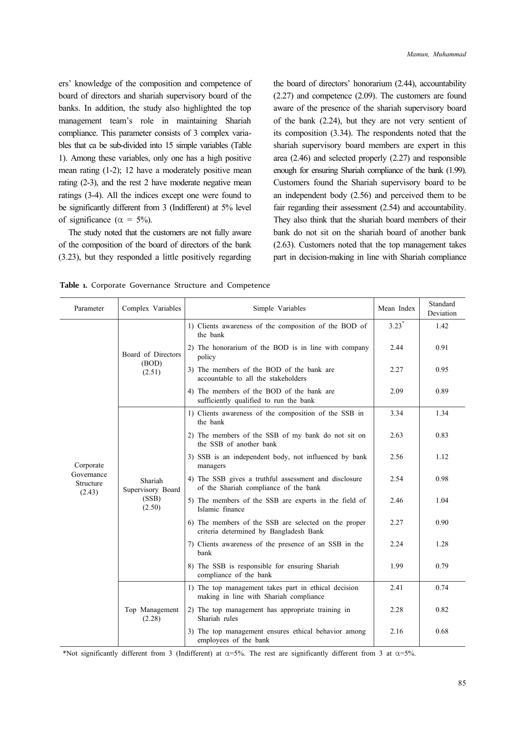ers' knowledge of the composition and competence of board of directors and shariah supervisory board of the banks. In addition, the study also highlighted the top management team's role in maintaining Shariah compliance. This parameter consists of 3 complex variables that ca be sub-divided into 15 simple variables (Table 1). Among these variables, only one has a high positive mean rating (1-2); 12 have a moderately positive mean rating (2-3), and the rest 2 have moderate negative mean ratings (3-4). All the indices except one were found to be significantly different from 3 (Indifferent) at 5% level of significance ($\alpha$ = 5%).

The study noted that the customers are not fully aware of the composition of the board of directors of the bank (3.23), but they responded a little positively regarding the board of directors' honorarium (2.44), accountability (2.27) and competence (2.09). The customers are found aware of the presence of the shariah supervisory board of the bank (2.24), but they are not very sentient of its composition (3.34). The respondents noted that the shariah supervisory board members are expert in this area (2.46) and selected properly (2.27) and responsible enough for ensuring Shariah compliance of the bank (1.99). Customers found the Shariah supervisory board to be an independent body (2.56) and perceived them to be fair regarding their assessment (2.54) and accountability. They also think that the shariah board members of their bank do not sit on the shariah board of another bank (2.63). Customers noted that the top management takes part in decision-making in line with Shariah compliance

**Table 1.** Corporate Governance Structure and Competence

| Parameter | Complex Variables | Simple Variables | Mean Index | Standard Deviation |
|---|---|---|---|---|
| Corporate Governance Structure (2.43) | Board of Directors (BOD) (2.51) | 1) Clients awareness of the composition of the BOD of the bank | 3.23* | 1.42 |
| | | 2) The honorarium of the BOD is in line with company policy | 2.44 | 0.91 |
| | | 3) The members of the BOD of the bank are accountable to all the stakeholders | 2.27 | 0.95 |
| | | 4) The members of the BOD of the bank are sufficiently qualified to run the bank | 2.09 | 0.89 |
| | Shariah Supervisory Board (SSB) (2.50) | 1) Clients awareness of the composition of the SSB in the bank | 3.34 | 1.34 |
| | | 2) The members of the SSB of my bank do not sit on the SSB of another bank | 2.63 | 0.83 |
| | | 3) SSB is an independent body, not influenced by bank managers | 2.56 | 1.12 |
| | | 4) The SSB gives a truthful assessment and disclosure of the Shariah compliance of the bank | 2.54 | 0.98 |
| | | 5) The members of the SSB are experts in the field of Islamic finance | 2.46 | 1.04 |
| | | 6) The members of the SSB are selected on the proper criteria determined by Bangladesh Bank | 2.27 | 0.90 |
| | | 7) Clients awareness of the presence of an SSB in the bank | 2.24 | 1.28 |
| | | 8) The SSB is responsible for ensuring Shariah compliance of the bank | 1.99 | 0.79 |
| | Top Management (2.28) | 1) The top management takes part in ethical decision making in line with Shariah compliance | 2.41 | 0.74 |
| | | 2) The top management has appropriate training in Shariah rules | 2.28 | 0.82 |
| | | 3) The top management ensures ethical behavior among employees of the bank | 2.16 | 0.68 |

*Not significantly different from 3 (Indifferent) at $\alpha$=5%. The rest are significantly different from 3 at $\alpha$=5%.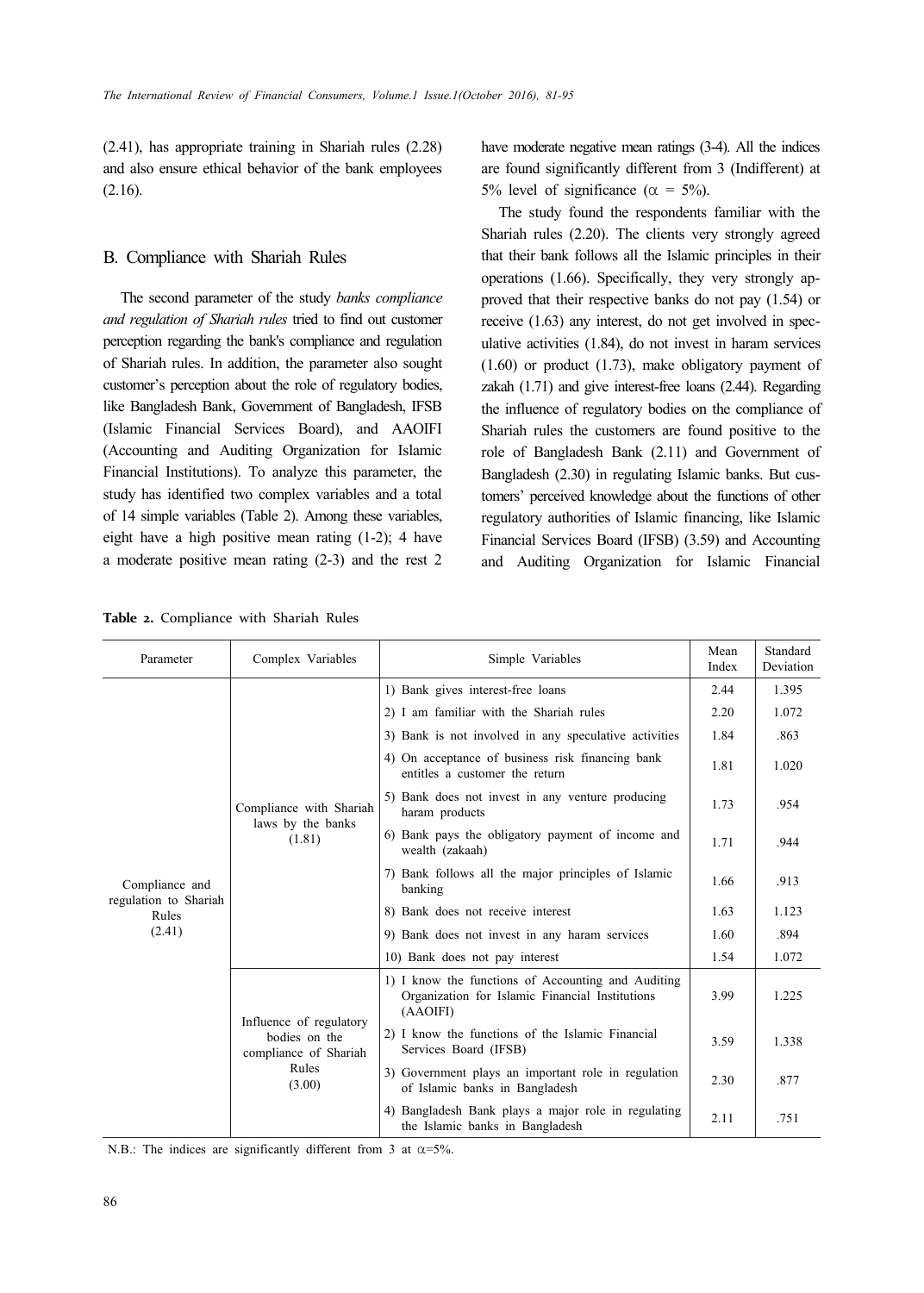(2.41), has appropriate training in Shariah rules (2.28) and also ensure ethical behavior of the bank employees (2.16).

## B. Compliance with Shariah Rules

The second parameter of the study *banks compliance and regulation of Shariah rules* tried to find out customer perception regarding the bank's compliance and regulation of Shariah rules. In addition, the parameter also sought customer's perception about the role of regulatory bodies, like Bangladesh Bank, Government of Bangladesh, IFSB (Islamic Financial Services Board), and AAOIFI (Accounting and Auditing Organization for Islamic Financial Institutions). To analyze this parameter, the study has identified two complex variables and a total of 14 simple variables (Table 2). Among these variables, eight have a high positive mean rating (1-2); 4 have a moderate positive mean rating (2-3) and the rest 2 have moderate negative mean ratings (3-4). All the indices are found significantly different from 3 (Indifferent) at 5% level of significance ($\alpha$ = 5%).

The study found the respondents familiar with the Shariah rules (2.20). The clients very strongly agreed that their bank follows all the Islamic principles in their operations (1.66). Specifically, they very strongly approved that their respective banks do not pay (1.54) or receive (1.63) any interest, do not get involved in speculative activities (1.84), do not invest in haram services (1.60) or product (1.73), make obligatory payment of zakah (1.71) and give interest-free loans (2.44). Regarding the influence of regulatory bodies on the compliance of Shariah rules the customers are found positive to the role of Bangladesh Bank (2.11) and Government of Bangladesh (2.30) in regulating Islamic banks. But customers' perceived knowledge about the functions of other regulatory authorities of Islamic financing, like Islamic Financial Services Board (IFSB) (3.59) and Accounting and Auditing Organization for Islamic Financial

**Table 2.** Compliance with Shariah Rules

| Parameter | Complex Variables | Simple Variables | Mean Index | Standard Deviation |
|---|---|---|---|---|
| Compliance and regulation to Shariah Rules (2.41) | Compliance with Shariah laws by the banks (1.81) | 1) Bank gives interest-free loans | 2.44 | 1.395 |
| | | 2) I am familiar with the Shariah rules | 2.20 | 1.072 |
| | | 3) Bank is not involved in any speculative activities | 1.84 | .863 |
| | | 4) On acceptance of business risk financing bank entitles a customer the return | 1.81 | 1.020 |
| | | 5) Bank does not invest in any venture producing haram products | 1.73 | .954 |
| | | 6) Bank pays the obligatory payment of income and wealth (zakaah) | 1.71 | .944 |
| | | 7) Bank follows all the major principles of Islamic banking | 1.66 | .913 |
| | | 8) Bank does not receive interest | 1.63 | 1.123 |
| | | 9) Bank does not invest in any haram services | 1.60 | .894 |
| | | 10) Bank does not pay interest | 1.54 | 1.072 |
| | Influence of regulatory bodies on the compliance of Shariah Rules (3.00) | 1) I know the functions of Accounting and Auditing Organization for Islamic Financial Institutions (AAOIFI) | 3.99 | 1.225 |
| | | 2) I know the functions of the Islamic Financial Services Board (IFSB) | 3.59 | 1.338 |
| | | 3) Government plays an important role in regulation of Islamic banks in Bangladesh | 2.30 | .877 |
| | | 4) Bangladesh Bank plays a major role in regulating the Islamic banks in Bangladesh | 2.11 | .751 |

N.B.: The indices are significantly different from 3 at $\alpha$=5%.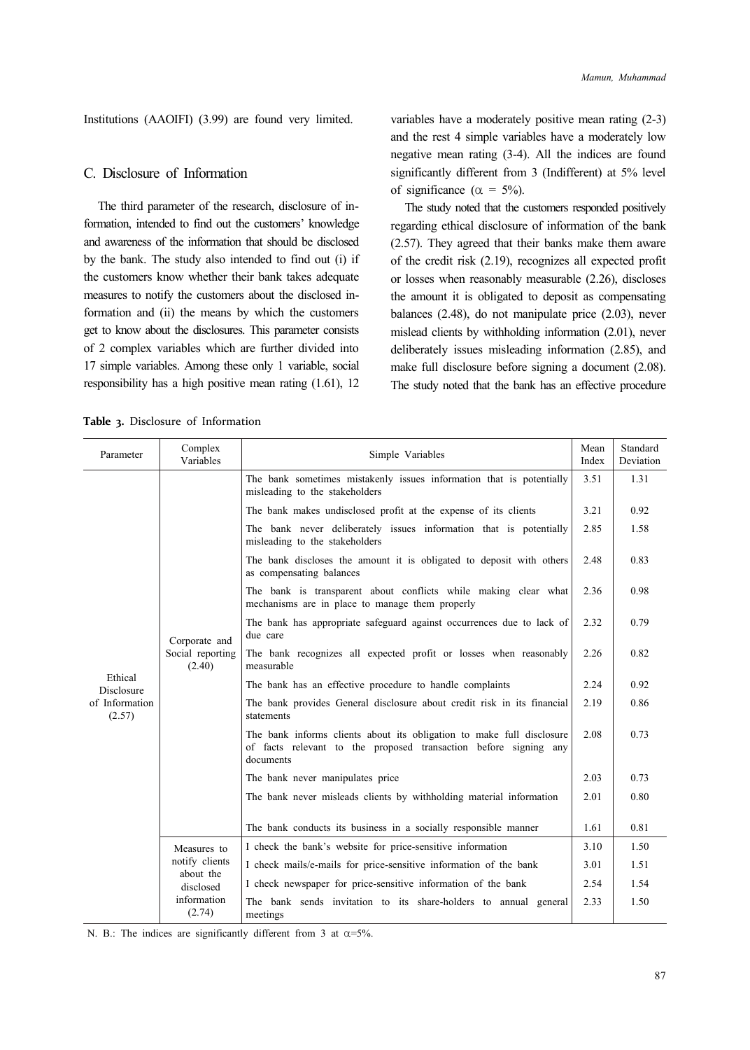Institutions (AAOIFI) (3.99) are found very limited.

## C. Disclosure of Information

The third parameter of the research, disclosure of information, intended to find out the customers' knowledge and awareness of the information that should be disclosed by the bank. The study also intended to find out (i) if the customers know whether their bank takes adequate measures to notify the customers about the disclosed information and (ii) the means by which the customers get to know about the disclosures. This parameter consists of 2 complex variables which are further divided into 17 simple variables. Among these only 1 variable, social responsibility has a high positive mean rating (1.61), 12 variables have a moderately positive mean rating (2-3) and the rest 4 simple variables have a moderately low negative mean rating (3-4). All the indices are found significantly different from 3 (Indifferent) at 5% level of significance ($\alpha = 5\%$).

The study noted that the customers responded positively regarding ethical disclosure of information of the bank (2.57). They agreed that their banks make them aware of the credit risk (2.19), recognizes all expected profit or losses when reasonably measurable (2.26), discloses the amount it is obligated to deposit as compensating balances (2.48), do not manipulate price (2.03), never mislead clients by withholding information (2.01), never deliberately issues misleading information (2.85), and make full disclosure before signing a document (2.08). The study noted that the bank has an effective procedure

**Table 3.** Disclosure of Information

| Parameter | Complex Variables | Simple Variables | Mean Index | Standard Deviation |
|---|---|---|---|---|
| Ethical Disclosure of Information (2.57) | Corporate and Social reporting (2.40) | The bank sometimes mistakenly issues information that is potentially misleading to the stakeholders | 3.51 | 1.31 |
| | | The bank makes undisclosed profit at the expense of its clients | 3.21 | 0.92 |
| | | The bank never deliberately issues information that is potentially misleading to the stakeholders | 2.85 | 1.58 |
| | | The bank discloses the amount it is obligated to deposit with others as compensating balances | 2.48 | 0.83 |
| | | The bank is transparent about conflicts while making clear what mechanisms are in place to manage them properly | 2.36 | 0.98 |
| | | The bank has appropriate safeguard against occurrences due to lack of due care | 2.32 | 0.79 |
| | | The bank recognizes all expected profit or losses when reasonably measurable | 2.26 | 0.82 |
| | | The bank has an effective procedure to handle complaints | 2.24 | 0.92 |
| | | The bank provides General disclosure about credit risk in its financial statements | 2.19 | 0.86 |
| | | The bank informs clients about its obligation to make full disclosure of facts relevant to the proposed transaction before signing any documents | 2.08 | 0.73 |
| | | The bank never manipulates price | 2.03 | 0.73 |
| | | The bank never misleads clients by withholding material information | 2.01 | 0.80 |
| | | The bank conducts its business in a socially responsible manner | 1.61 | 0.81 |
| | Measures to notify clients about the disclosed information (2.74) | I check the bank's website for price-sensitive information | 3.10 | 1.50 |
| | | I check mails/e-mails for price-sensitive information of the bank | 3.01 | 1.51 |
| | | I check newspaper for price-sensitive information of the bank | 2.54 | 1.54 |
| | | The bank sends invitation to its share-holders to annual general meetings | 2.33 | 1.50 |

N. B.: The indices are significantly different from 3 at $\alpha$=5%.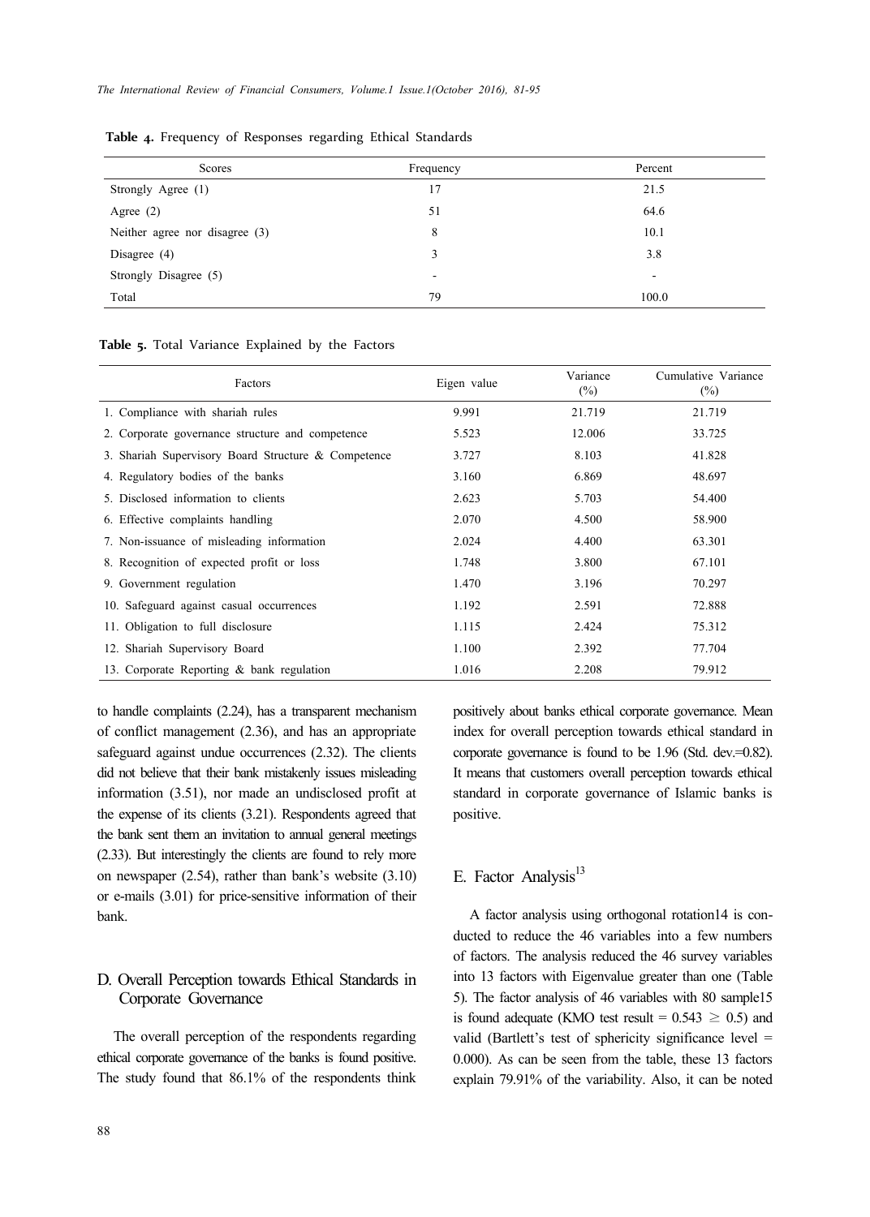**Table 4.** Frequency of Responses regarding Ethical Standards

| Scores | Frequency | Percent |
|---|---|---|
| Strongly Agree (1) | 17 | 21.5 |
| Agree (2) | 51 | 64.6 |
| Neither agree nor disagree (3) | 8 | 10.1 |
| Disagree (4) | 3 | 3.8 |
| Strongly Disagree (5) | - | - |
| Total | 79 | 100.0 |

**Table 5.** Total Variance Explained by the Factors

| Factors | Eigen value | Variance (%) | Cumulative Variance (%) |
|---|---|---|---|
| 1. Compliance with shariah rules | 9.991 | 21.719 | 21.719 |
| 2. Corporate governance structure and competence | 5.523 | 12.006 | 33.725 |
| 3. Shariah Supervisory Board Structure & Competence | 3.727 | 8.103 | 41.828 |
| 4. Regulatory bodies of the banks | 3.160 | 6.869 | 48.697 |
| 5. Disclosed information to clients | 2.623 | 5.703 | 54.400 |
| 6. Effective complaints handling | 2.070 | 4.500 | 58.900 |
| 7. Non-issuance of misleading information | 2.024 | 4.400 | 63.301 |
| 8. Recognition of expected profit or loss | 1.748 | 3.800 | 67.101 |
| 9. Government regulation | 1.470 | 3.196 | 70.297 |
| 10. Safeguard against casual occurrences | 1.192 | 2.591 | 72.888 |
| 11. Obligation to full disclosure | 1.115 | 2.424 | 75.312 |
| 12. Shariah Supervisory Board | 1.100 | 2.392 | 77.704 |
| 13. Corporate Reporting & bank regulation | 1.016 | 2.208 | 79.912 |

to handle complaints (2.24), has a transparent mechanism of conflict management (2.36), and has an appropriate safeguard against undue occurrences (2.32). The clients did not believe that their bank mistakenly issues misleading information (3.51), nor made an undisclosed profit at the expense of its clients (3.21). Respondents agreed that the bank sent them an invitation to annual general meetings (2.33). But interestingly the clients are found to rely more on newspaper (2.54), rather than bank's website (3.10) or e-mails (3.01) for price-sensitive information of their bank.

## D. Overall Perception towards Ethical Standards in Corporate Governance

The overall perception of the respondents regarding ethical corporate governance of the banks is found positive. The study found that 86.1% of the respondents think positively about banks ethical corporate governance. Mean index for overall perception towards ethical standard in corporate governance is found to be 1.96 (Std. dev.=0.82). It means that customers overall perception towards ethical standard in corporate governance of Islamic banks is positive.

## E. Factor Analysis[13]

A factor analysis using orthogonal rotation14 is conducted to reduce the 46 variables into a few numbers of factors. The analysis reduced the 46 survey variables into 13 factors with Eigenvalue greater than one (Table 5). The factor analysis of 46 variables with 80 sample15 is found adequate (KMO test result = 0.543 $\geq$ 0.5) and valid (Bartlett's test of sphericity significance level = 0.000). As can be seen from the table, these 13 factors explain 79.91% of the variability. Also, it can be noted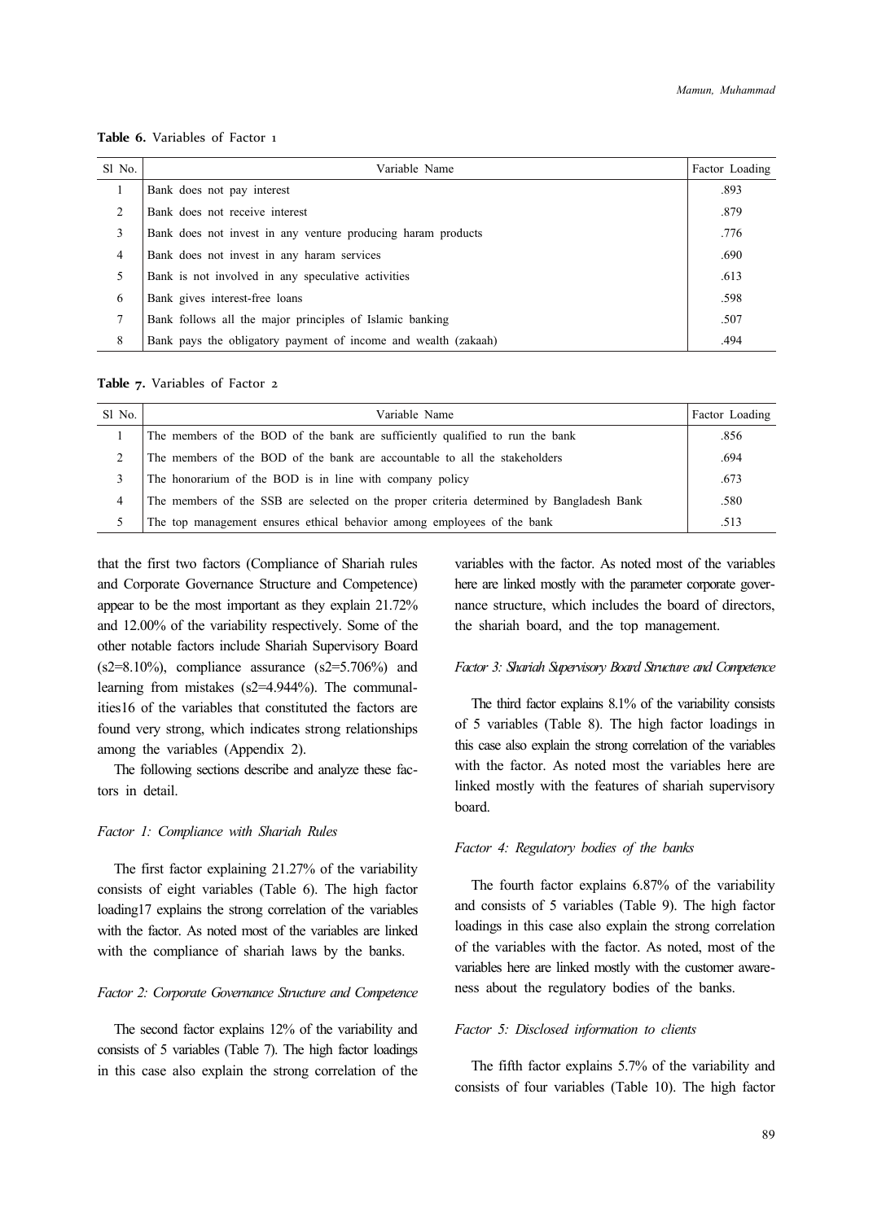**Table 6.** Variables of Factor 1

| Sl No. | Variable Name | Factor Loading |
|---|---|---|
| 1 | Bank does not pay interest | .893 |
| 2 | Bank does not receive interest | .879 |
| 3 | Bank does not invest in any venture producing haram products | .776 |
| 4 | Bank does not invest in any haram services | .690 |
| 5 | Bank is not involved in any speculative activities | .613 |
| 6 | Bank gives interest-free loans | .598 |
| 7 | Bank follows all the major principles of Islamic banking | .507 |
| 8 | Bank pays the obligatory payment of income and wealth (zakaah) | .494 |

**Table 7.** Variables of Factor 2

| Sl No. | Variable Name | Factor Loading |
|---|---|---|
| 1 | The members of the BOD of the bank are sufficiently qualified to run the bank | .856 |
| 2 | The members of the BOD of the bank are accountable to all the stakeholders | .694 |
| 3 | The honorarium of the BOD is in line with company policy | .673 |
| 4 | The members of the SSB are selected on the proper criteria determined by Bangladesh Bank | .580 |
| 5 | The top management ensures ethical behavior among employees of the bank | .513 |

that the first two factors (Compliance of Shariah rules and Corporate Governance Structure and Competence) appear to be the most important as they explain 21.72% and 12.00% of the variability respectively. Some of the other notable factors include Shariah Supervisory Board ($s^2$=8.10%), compliance assurance ($s^2$=5.706%) and learning from mistakes ($s^2$=4.944%). The communalities[16] of the variables that constituted the factors are found very strong, which indicates strong relationships among the variables (Appendix 2).

The following sections describe and analyze these factors in detail.

*Factor 1: Compliance with Shariah Rules*

The first factor explaining 21.27% of the variability consists of eight variables (Table 6). The high factor loading[17] explains the strong correlation of the variables with the factor. As noted most of the variables are linked with the compliance of shariah laws by the banks.

*Factor 2: Corporate Governance Structure and Competence*

The second factor explains 12% of the variability and consists of 5 variables (Table 7). The high factor loadings in this case also explain the strong correlation of the variables with the factor. As noted most of the variables here are linked mostly with the parameter corporate governance structure, which includes the board of directors, the shariah board, and the top management.

*Factor 3: Shariah Supervisory Board Structure and Competence*

The third factor explains 8.1% of the variability consists of 5 variables (Table 8). The high factor loadings in this case also explain the strong correlation of the variables with the factor. As noted most the variables here are linked mostly with the features of shariah supervisory board.

*Factor 4: Regulatory bodies of the banks*

The fourth factor explains 6.87% of the variability and consists of 5 variables (Table 9). The high factor loadings in this case also explain the strong correlation of the variables with the factor. As noted, most of the variables here are linked mostly with the customer awareness about the regulatory bodies of the banks.

*Factor 5: Disclosed information to clients*

The fifth factor explains 5.7% of the variability and consists of four variables (Table 10). The high factor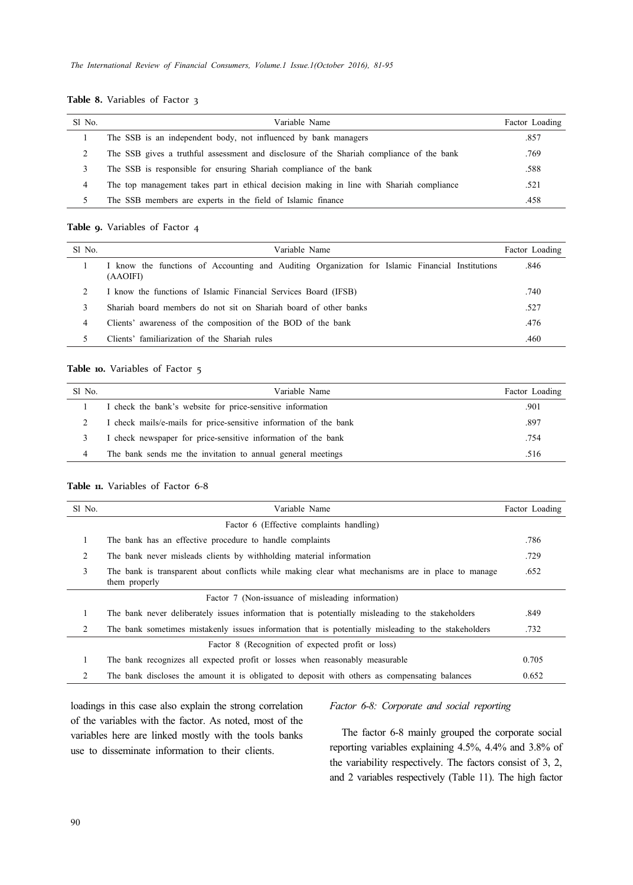**Table 8.** Variables of Factor 3

| Sl No. | Variable Name | Factor Loading |
|---|---|---|
| 1 | The SSB is an independent body, not influenced by bank managers | .857 |
| 2 | The SSB gives a truthful assessment and disclosure of the Shariah compliance of the bank | .769 |
| 3 | The SSB is responsible for ensuring Shariah compliance of the bank | .588 |
| 4 | The top management takes part in ethical decision making in line with Shariah compliance | .521 |
| 5 | The SSB members are experts in the field of Islamic finance | .458 |

**Table 9.** Variables of Factor 4

| Sl No. | Variable Name | Factor Loading |
|---|---|---|
| 1 | I know the functions of Accounting and Auditing Organization for Islamic Financial Institutions (AAOIFI) | .846 |
| 2 | I know the functions of Islamic Financial Services Board (IFSB) | .740 |
| 3 | Shariah board members do not sit on Shariah board of other banks | .527 |
| 4 | Clients' awareness of the composition of the BOD of the bank | .476 |
| 5 | Clients' familiarization of the Shariah rules | .460 |

**Table 10.** Variables of Factor 5

| Sl No. | Variable Name | Factor Loading |
|---|---|---|
| 1 | I check the bank's website for price-sensitive information | .901 |
| 2 | I check mails/e-mails for price-sensitive information of the bank | .897 |
| 3 | I check newspaper for price-sensitive information of the bank | .754 |
| 4 | The bank sends me the invitation to annual general meetings | .516 |

**Table 11.** Variables of Factor 6-8

| Sl No. | Variable Name | Factor Loading |
|---|---|---|
| | Factor 6 (Effective complaints handling) | |
| 1 | The bank has an effective procedure to handle complaints | .786 |
| 2 | The bank never misleads clients by withholding material information | .729 |
| 3 | The bank is transparent about conflicts while making clear what mechanisms are in place to manage them properly | .652 |
| | Factor 7 (Non-issuance of misleading information) | |
| 1 | The bank never deliberately issues information that is potentially misleading to the stakeholders | .849 |
| 2 | The bank sometimes mistakenly issues information that is potentially misleading to the stakeholders | .732 |
| | Factor 8 (Recognition of expected profit or loss) | |
| 1 | The bank recognizes all expected profit or losses when reasonably measurable | 0.705 |
| 2 | The bank discloses the amount it is obligated to deposit with others as compensating balances | 0.652 |

loadings in this case also explain the strong correlation of the variables with the factor. As noted, most of the variables here are linked mostly with the tools banks use to disseminate information to their clients.

*Factor 6-8: Corporate and social reporting*

The factor 6-8 mainly grouped the corporate social reporting variables explaining 4.5%, 4.4% and 3.8% of the variability respectively. The factors consist of 3, 2, and 2 variables respectively (Table 11). The high factor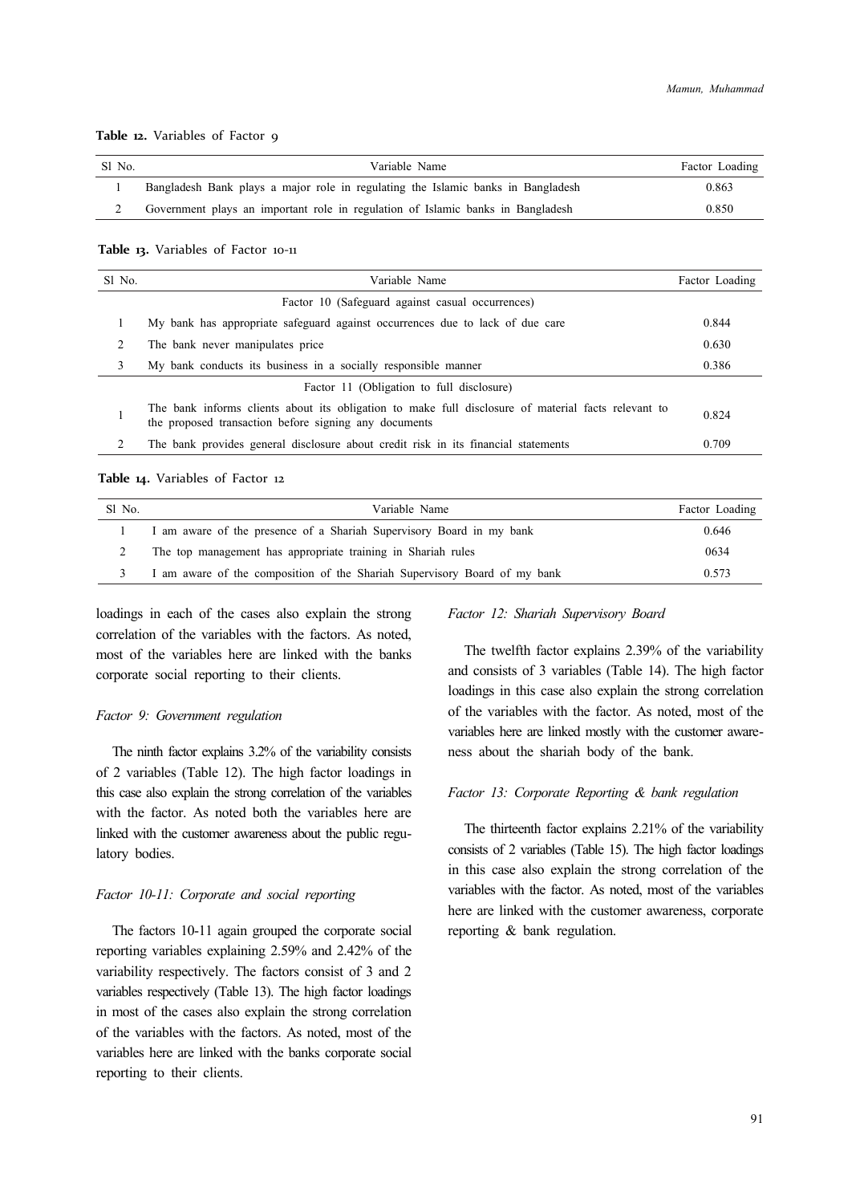**Table 12.** Variables of Factor 9

| Sl No. | Variable Name | Factor Loading |
|---|---|---|
| 1 | Bangladesh Bank plays a major role in regulating the Islamic banks in Bangladesh | 0.863 |
| 2 | Government plays an important role in regulation of Islamic banks in Bangladesh | 0.850 |

**Table 13.** Variables of Factor 10-11

| Sl No. | Variable Name | Factor Loading |
|---|---|---|
| | Factor 10 (Safeguard against casual occurrences) | |
| 1 | My bank has appropriate safeguard against occurrences due to lack of due care | 0.844 |
| 2 | The bank never manipulates price | 0.630 |
| 3 | My bank conducts its business in a socially responsible manner | 0.386 |
| | Factor 11 (Obligation to full disclosure) | |
| 1 | The bank informs clients about its obligation to make full disclosure of material facts relevant to the proposed transaction before signing any documents | 0.824 |
| 2 | The bank provides general disclosure about credit risk in its financial statements | 0.709 |

**Table 14.** Variables of Factor 12

| Sl No. | Variable Name | Factor Loading |
|---|---|---|
| 1 | I am aware of the presence of a Shariah Supervisory Board in my bank | 0.646 |
| 2 | The top management has appropriate training in Shariah rules | 0634 |
| 3 | I am aware of the composition of the Shariah Supervisory Board of my bank | 0.573 |

loadings in each of the cases also explain the strong correlation of the variables with the factors. As noted, most of the variables here are linked with the banks corporate social reporting to their clients.

*Factor 9: Government regulation*

The ninth factor explains 3.2% of the variability consists of 2 variables (Table 12). The high factor loadings in this case also explain the strong correlation of the variables with the factor. As noted both the variables here are linked with the customer awareness about the public regulatory bodies.

*Factor 10-11: Corporate and social reporting*

The factors 10-11 again grouped the corporate social reporting variables explaining 2.59% and 2.42% of the variability respectively. The factors consist of 3 and 2 variables respectively (Table 13). The high factor loadings in most of the cases also explain the strong correlation of the variables with the factors. As noted, most of the variables here are linked with the banks corporate social reporting to their clients.

*Factor 12: Shariah Supervisory Board*

The twelfth factor explains 2.39% of the variability and consists of 3 variables (Table 14). The high factor loadings in this case also explain the strong correlation of the variables with the factor. As noted, most of the variables here are linked mostly with the customer awareness about the shariah body of the bank.

*Factor 13: Corporate Reporting & bank regulation*

The thirteenth factor explains 2.21% of the variability consists of 2 variables (Table 15). The high factor loadings in this case also explain the strong correlation of the variables with the factor. As noted, most of the variables here are linked with the customer awareness, corporate reporting & bank regulation.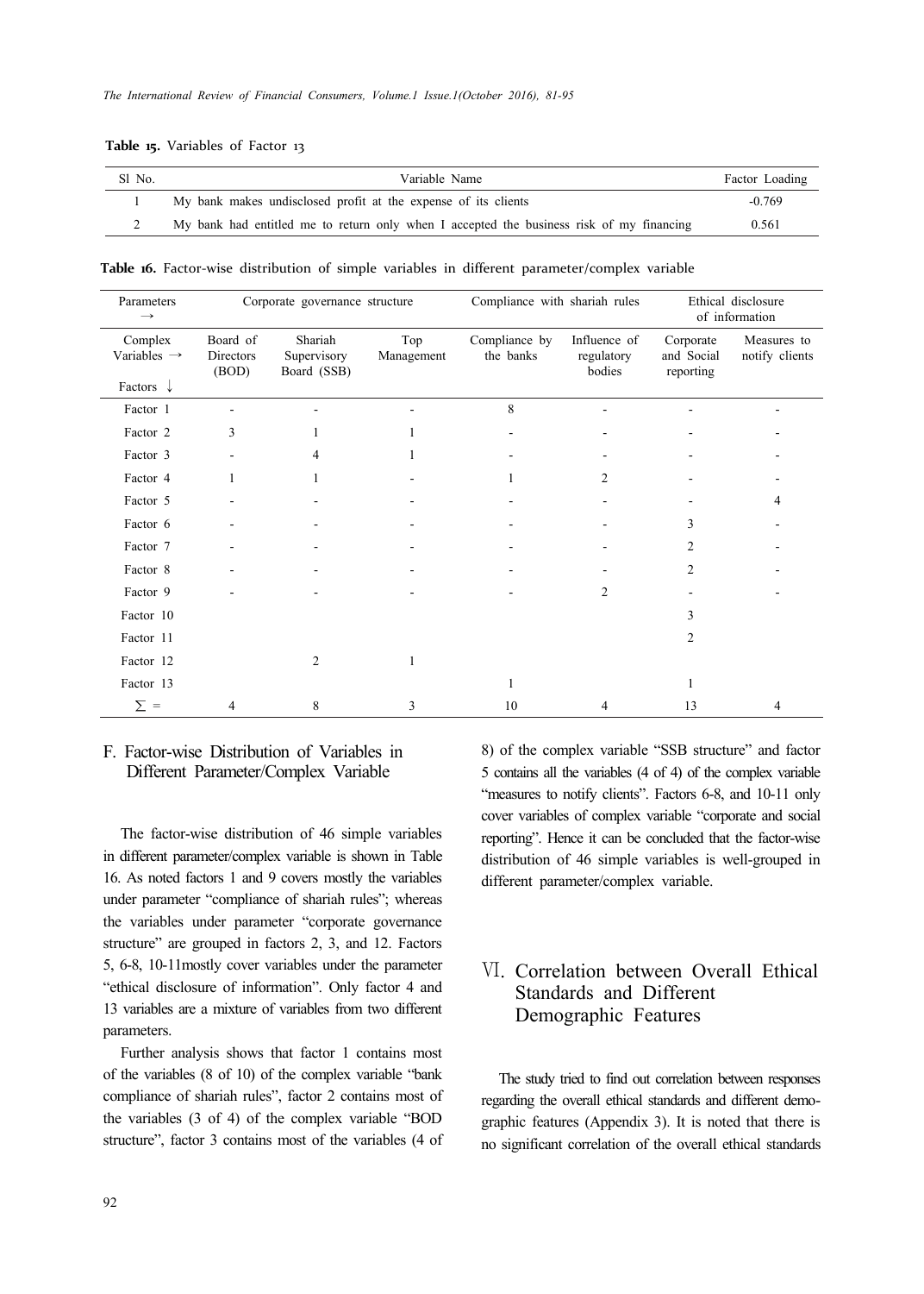**Table 15.** Variables of Factor 13

| Sl No. | Variable Name | Factor Loading |
|---|---|---|
| 1 | My bank makes undisclosed profit at the expense of its clients | -0.769 |
| 2 | My bank had entitled me to return only when I accepted the business risk of my financing | 0.561 |

**Table 16.** Factor-wise distribution of simple variables in different parameter/complex variable

| Parameters → | Corporate governance structure | | | Compliance with shariah rules | | Ethical disclosure of information | |
|---|---|---|---|---|---|---|---|
| Complex Variables → / Factors ↓ | Board of Directors (BOD) | Shariah Supervisory Board (SSB) | Top Management | Compliance by the banks | Influence of regulatory bodies | Corporate and Social reporting | Measures to notify clients |
| Factor 1 | - | - | - | 8 | - | - | - |
| Factor 2 | 3 | 1 | 1 | - | - | - | - |
| Factor 3 | - | 4 | 1 | - | - | - | - |
| Factor 4 | 1 | 1 | - | 1 | 2 | - | - |
| Factor 5 | - | - | - | - | - | - | 4 |
| Factor 6 | - | - | - | - | - | 3 | - |
| Factor 7 | - | - | - | - | - | 2 | - |
| Factor 8 | - | - | - | - | - | 2 | - |
| Factor 9 | - | - | - | - | 2 | - | - |
| Factor 10 | | | | | | 3 | |
| Factor 11 | | | | | | 2 | |
| Factor 12 | | 2 | 1 | | | | |
| Factor 13 | | | | 1 | | 1 | |
| ∑ = | 4 | 8 | 3 | 10 | 4 | 13 | 4 |

## F. Factor-wise Distribution of Variables in Different Parameter/Complex Variable

The factor-wise distribution of 46 simple variables in different parameter/complex variable is shown in Table 16. As noted factors 1 and 9 covers mostly the variables under parameter "compliance of shariah rules"; whereas the variables under parameter "corporate governance structure" are grouped in factors 2, 3, and 12. Factors 5, 6-8, 10-11mostly cover variables under the parameter "ethical disclosure of information". Only factor 4 and 13 variables are a mixture of variables from two different parameters.

Further analysis shows that factor 1 contains most of the variables (8 of 10) of the complex variable "bank compliance of shariah rules", factor 2 contains most of the variables (3 of 4) of the complex variable "BOD structure", factor 3 contains most of the variables (4 of 8) of the complex variable "SSB structure" and factor 5 contains all the variables (4 of 4) of the complex variable "measures to notify clients". Factors 6-8, and 10-11 only cover variables of complex variable "corporate and social reporting". Hence it can be concluded that the factor-wise distribution of 46 simple variables is well-grouped in different parameter/complex variable.

# VI. Correlation between Overall Ethical Standards and Different Demographic Features

The study tried to find out correlation between responses regarding the overall ethical standards and different demographic features (Appendix 3). It is noted that there is no significant correlation of the overall ethical standards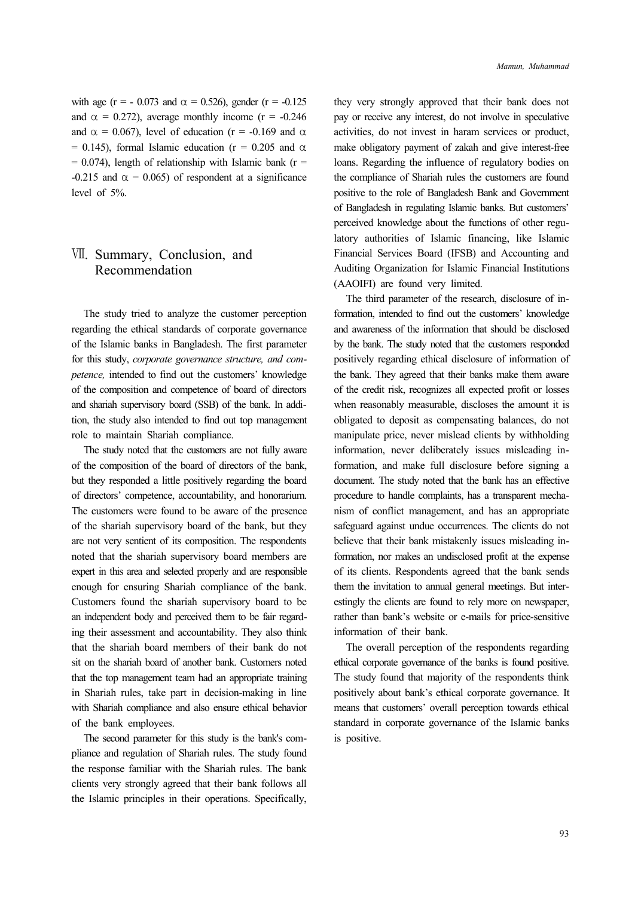with age ($r = -0.073$ and $\alpha = 0.526$), gender ($r = -0.125$ and $\alpha = 0.272$), average monthly income ($r = -0.246$ and $\alpha = 0.067$), level of education ($r = -0.169$ and $\alpha = 0.145$), formal Islamic education ($r = 0.205$ and $\alpha = 0.074$), length of relationship with Islamic bank ($r = -0.215$ and $\alpha = 0.065$) of respondent at a significance level of 5%.

## Ⅶ. Summary, Conclusion, and Recommendation

The study tried to analyze the customer perception regarding the ethical standards of corporate governance of the Islamic banks in Bangladesh. The first parameter for this study, *corporate governance structure, and competence,* intended to find out the customers' knowledge of the composition and competence of board of directors and shariah supervisory board (SSB) of the bank. In addition, the study also intended to find out top management role to maintain Shariah compliance.

The study noted that the customers are not fully aware of the composition of the board of directors of the bank, but they responded a little positively regarding the board of directors' competence, accountability, and honorarium. The customers were found to be aware of the presence of the shariah supervisory board of the bank, but they are not very sentient of its composition. The respondents noted that the shariah supervisory board members are expert in this area and selected properly and are responsible enough for ensuring Shariah compliance of the bank. Customers found the shariah supervisory board to be an independent body and perceived them to be fair regarding their assessment and accountability. They also think that the shariah board members of their bank do not sit on the shariah board of another bank. Customers noted that the top management team had an appropriate training in Shariah rules, take part in decision-making in line with Shariah compliance and also ensure ethical behavior of the bank employees.

The second parameter for this study is the bank's compliance and regulation of Shariah rules. The study found the response familiar with the Shariah rules. The bank clients very strongly agreed that their bank follows all the Islamic principles in their operations. Specifically, they very strongly approved that their bank does not pay or receive any interest, do not involve in speculative activities, do not invest in haram services or product, make obligatory payment of zakah and give interest-free loans. Regarding the influence of regulatory bodies on the compliance of Shariah rules the customers are found positive to the role of Bangladesh Bank and Government of Bangladesh in regulating Islamic banks. But customers' perceived knowledge about the functions of other regulatory authorities of Islamic financing, like Islamic Financial Services Board (IFSB) and Accounting and Auditing Organization for Islamic Financial Institutions (AAOIFI) are found very limited.

The third parameter of the research, disclosure of information, intended to find out the customers' knowledge and awareness of the information that should be disclosed by the bank. The study noted that the customers responded positively regarding ethical disclosure of information of the bank. They agreed that their banks make them aware of the credit risk, recognizes all expected profit or losses when reasonably measurable, discloses the amount it is obligated to deposit as compensating balances, do not manipulate price, never mislead clients by withholding information, never deliberately issues misleading information, and make full disclosure before signing a document. The study noted that the bank has an effective procedure to handle complaints, has a transparent mechanism of conflict management, and has an appropriate safeguard against undue occurrences. The clients do not believe that their bank mistakenly issues misleading information, nor makes an undisclosed profit at the expense of its clients. Respondents agreed that the bank sends them the invitation to annual general meetings. But interestingly the clients are found to rely more on newspaper, rather than bank's website or e-mails for price-sensitive information of their bank.

The overall perception of the respondents regarding ethical corporate governance of the banks is found positive. The study found that majority of the respondents think positively about bank's ethical corporate governance. It means that customers' overall perception towards ethical standard in corporate governance of the Islamic banks is positive.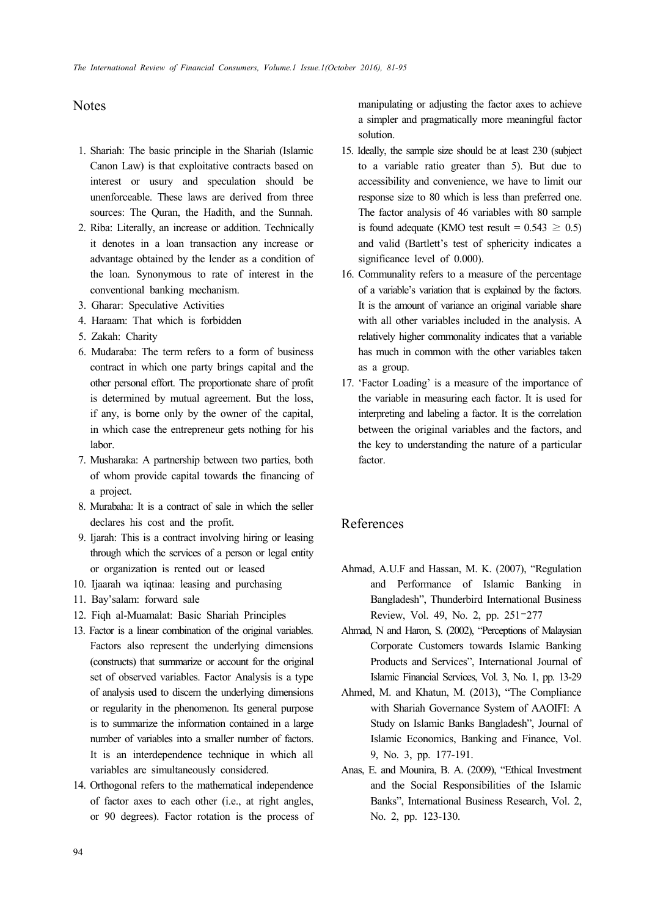## Notes

1. Shariah: The basic principle in the Shariah (Islamic Canon Law) is that exploitative contracts based on interest or usury and speculation should be unenforceable. These laws are derived from three sources: The Quran, the Hadith, and the Sunnah.
2. Riba: Literally, an increase or addition. Technically it denotes in a loan transaction any increase or advantage obtained by the lender as a condition of the loan. Synonymous to rate of interest in the conventional banking mechanism.
3. Gharar: Speculative Activities
4. Haraam: That which is forbidden
5. Zakah: Charity
6. Mudaraba: The term refers to a form of business contract in which one party brings capital and the other personal effort. The proportionate share of profit is determined by mutual agreement. But the loss, if any, is borne only by the owner of the capital, in which case the entrepreneur gets nothing for his labor.
7. Musharaka: A partnership between two parties, both of whom provide capital towards the financing of a project.
8. Murabaha: It is a contract of sale in which the seller declares his cost and the profit.
9. Ijarah: This is a contract involving hiring or leasing through which the services of a person or legal entity or organization is rented out or leased
10. Ijaarah wa iqtinaa: leasing and purchasing
11. Bay'salam: forward sale
12. Fiqh al-Muamalat: Basic Shariah Principles
13. Factor is a linear combination of the original variables. Factors also represent the underlying dimensions (constructs) that summarize or account for the original set of observed variables. Factor Analysis is a type of analysis used to discern the underlying dimensions or regularity in the phenomenon. Its general purpose is to summarize the information contained in a large number of variables into a smaller number of factors. It is an interdependence technique in which all variables are simultaneously considered.
14. Orthogonal refers to the mathematical independence of factor axes to each other (i.e., at right angles, or 90 degrees). Factor rotation is the process of manipulating or adjusting the factor axes to achieve a simpler and pragmatically more meaningful factor solution.
15. Ideally, the sample size should be at least 230 (subject to a variable ratio greater than 5). But due to accessibility and convenience, we have to limit our response size to 80 which is less than preferred one. The factor analysis of 46 variables with 80 sample is found adequate (KMO test result = $0.543 \geq 0.5$) and valid (Bartlett's test of sphericity indicates a significance level of 0.000).
16. Communality refers to a measure of the percentage of a variable's variation that is explained by the factors. It is the amount of variance an original variable share with all other variables included in the analysis. A relatively higher commonality indicates that a variable has much in common with the other variables taken as a group.
17. 'Factor Loading' is a measure of the importance of the variable in measuring each factor. It is used for interpreting and labeling a factor. It is the correlation between the original variables and the factors, and the key to understanding the nature of a particular factor.

## References

Ahmad, A.U.F and Hassan, M. K. (2007), "Regulation and Performance of Islamic Banking in Bangladesh", Thunderbird International Business Review, Vol. 49, No. 2, pp. 251-277

Ahmad, N and Haron, S. (2002), "Perceptions of Malaysian Corporate Customers towards Islamic Banking Products and Services", International Journal of Islamic Financial Services, Vol. 3, No. 1, pp. 13-29

Ahmed, M. and Khatun, M. (2013), "The Compliance with Shariah Governance System of AAOIFI: A Study on Islamic Banks Bangladesh", Journal of Islamic Economics, Banking and Finance, Vol. 9, No. 3, pp. 177-191.

Anas, E. and Mounira, B. A. (2009), "Ethical Investment and the Social Responsibilities of the Islamic Banks", International Business Research, Vol. 2, No. 2, pp. 123-130.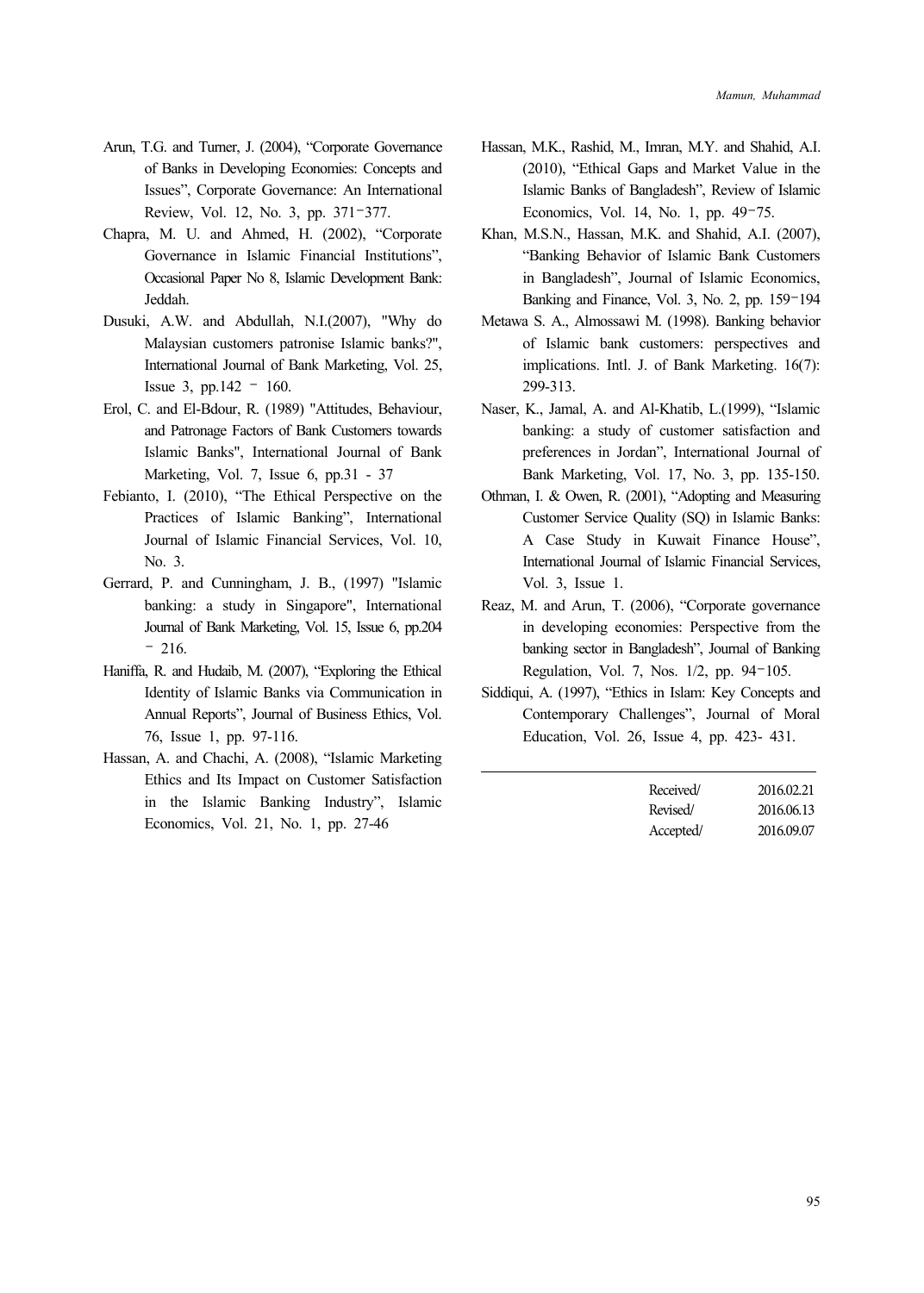Arun, T.G. and Turner, J. (2004), "Corporate Governance of Banks in Developing Economies: Concepts and Issues", Corporate Governance: An International Review, Vol. 12, No. 3, pp. 371-377.

Chapra, M. U. and Ahmed, H. (2002), "Corporate Governance in Islamic Financial Institutions", Occasional Paper No 8, Islamic Development Bank: Jeddah.

Dusuki, A.W. and Abdullah, N.I.(2007), "Why do Malaysian customers patronise Islamic banks?", International Journal of Bank Marketing, Vol. 25, Issue 3, pp.142 - 160.

Erol, C. and El-Bdour, R. (1989) "Attitudes, Behaviour, and Patronage Factors of Bank Customers towards Islamic Banks", International Journal of Bank Marketing, Vol. 7, Issue 6, pp.31 - 37

Febianto, I. (2010), "The Ethical Perspective on the Practices of Islamic Banking", International Journal of Islamic Financial Services, Vol. 10, No. 3.

Gerrard, P. and Cunningham, J. B., (1997) "Islamic banking: a study in Singapore", International Journal of Bank Marketing, Vol. 15, Issue 6, pp.204 - 216.

Haniffa, R. and Hudaib, M. (2007), "Exploring the Ethical Identity of Islamic Banks via Communication in Annual Reports", Journal of Business Ethics, Vol. 76, Issue 1, pp. 97-116.

Hassan, A. and Chachi, A. (2008), "Islamic Marketing Ethics and Its Impact on Customer Satisfaction in the Islamic Banking Industry", Islamic Economics, Vol. 21, No. 1, pp. 27-46

Hassan, M.K., Rashid, M., Imran, M.Y. and Shahid, A.I. (2010), "Ethical Gaps and Market Value in the Islamic Banks of Bangladesh", Review of Islamic Economics, Vol. 14, No. 1, pp. 49-75.

Khan, M.S.N., Hassan, M.K. and Shahid, A.I. (2007), "Banking Behavior of Islamic Bank Customers in Bangladesh", Journal of Islamic Economics, Banking and Finance, Vol. 3, No. 2, pp. 159-194

Metawa S. A., Almossawi M. (1998). Banking behavior of Islamic bank customers: perspectives and implications. Intl. J. of Bank Marketing. 16(7): 299-313.

Naser, K., Jamal, A. and Al-Khatib, L.(1999), "Islamic banking: a study of customer satisfaction and preferences in Jordan", International Journal of Bank Marketing, Vol. 17, No. 3, pp. 135-150.

Othman, I. & Owen, R. (2001), "Adopting and Measuring Customer Service Quality (SQ) in Islamic Banks: A Case Study in Kuwait Finance House", International Journal of Islamic Financial Services, Vol. 3, Issue 1.

Reaz, M. and Arun, T. (2006), "Corporate governance in developing economies: Perspective from the banking sector in Bangladesh", Journal of Banking Regulation, Vol. 7, Nos. 1/2, pp. 94-105.

Siddiqui, A. (1997), "Ethics in Islam: Key Concepts and Contemporary Challenges", Journal of Moral Education, Vol. 26, Issue 4, pp. 423- 431.

---

Received/ 2016.02.21
Revised/ 2016.06.13
Accepted/ 2016.09.07